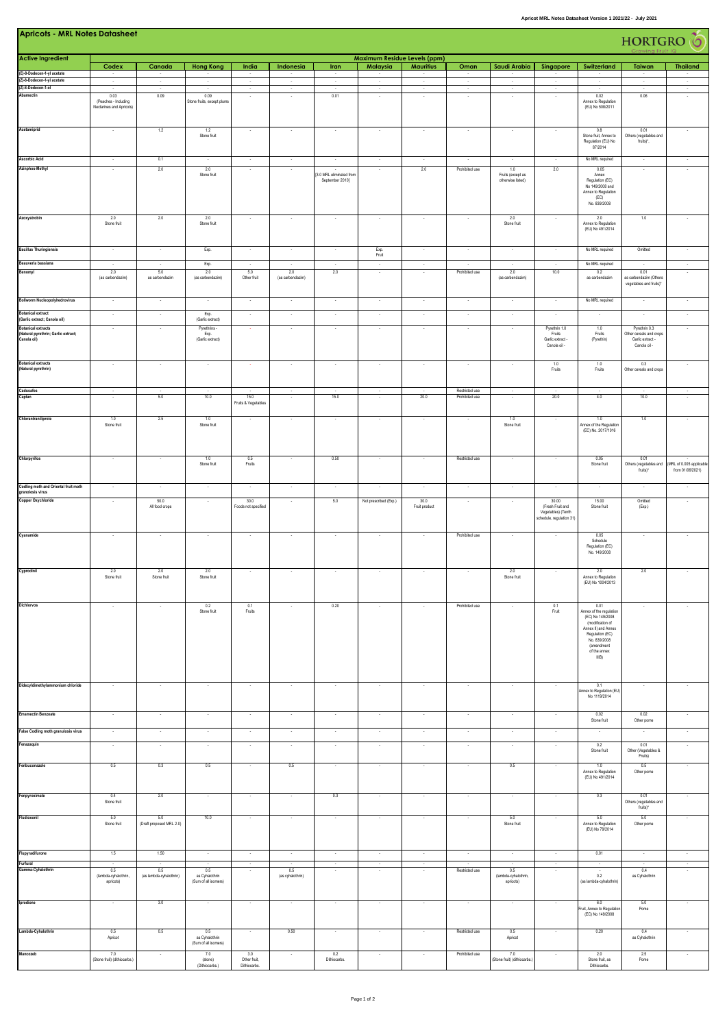# Apricots - MRL Notes Datasheet

HORTGRO Growing Fruit IQ

| Active Ingredient | Maximum Residue Levels (ppm) | | | | | | | | | | | | | |
|---|---|---|---|---|---|---|---|---|---|---|---|---|---|---|
| | Codex | Canada | Hong Kong | India | Indonesia | Iran | Malaysia | Mauritius | Oman | Saudi Arabia | Singapore | Switzerland | Taiwan | Thailand |
| (E)-8-Dodecen-1-yl acetate | - | - | - | - | - | - | - | - | - | - | - | - | - | - |
| (Z)-8-Dodecen-1-yl acetate | - | - | - | - | - | - | - | - | - | - | - | - | - | - |
| (Z)-8-Dodecen-1-ol | - | - | - | - | - | - | - | - | - | - | - | - | - | - |
| Abamectin | 0.03 (Peaches - Including Nectarines and Apricots) | 0.09 | 0.09 Stone fruits, except plums | - | - | 0.01 | - | - | - | - | - | 0.02 Annex to Regulation (EU) No 508/2011 | 0.06 | - |
| Acetamiprid | - | 1.2 | 1.2 Stone fruit | - | - | - | - | - | - | - | - | 0.8 Stone fruit, Annex to Regulation (EU) No 87/2014 | 0.01 Others (vegetables and fruits)* | - |
| Ascorbic Acid | - | 0.1 | - | - | - | - | - | - | - | - | - | No MRL required | - | - |
| Azinphos-Methyl | - | 2.0 | 2.0 Stone fruit | - | - | - [3.0 MRL eliminated from September 2010] | - | 2.0 | Prohibited use | 1.0 Fruits (except as otherwise listed) | 2.0 | 0.05 Annex Regulation (EC) No 149/2008 and Annex to Regulation (EC) No. 839/2008 | - | - |
| Azoxystrobin | 2.0 Stone fruit | 2.0 | 2.0 Stone fruit | - | - | - | - | - | - | 2.0 Stone fruit | - | 2.0 Annex to Regulation (EU) No 491/2014 | 1.0 | - |
| Bacillus Thuringiensis | - | - | Exp. | - | - | - | Exp. Fruit | - | - | - | - | No MRL required | Omitted | - |
| Beauveria bassiana | - | - | Exp. | - | - | - | - | - | - | - | - | No MRL required | - | - |
| Benomyl | 2.0 (as carbendazim) | 5.0 as carbendazim | 2.0 (as carbendazim) | 5.0 Other fruit | 2.0 (as carbendazim) | 2.0 | - | - | Prohibited use | 2.0 (as carbendazim) | 10.0 | 0.2 as carbendazim | 0.01 as carbendazim (Others vegetables and fruits)* | - |
| Bollworm Nucleopolyhedrovirus | - | - | - | - | - | - | - | - | - | - | - | No MRL required | - | - |
| Botanical extract (Garlic extract; Canola oil) | - | - | Exp. (Garlic extract) | - | - | - | - | - | - | - | - | - | - | - |
| Botanical extracts (Natural pyrethrin; Garlic extract; Canola oil) | - | - | Pyrethrins - Exp. (Garlic extract) | - | - | - | - | - | - | - | Pyrethrin 1.0 Fruits Garlic extract - Canola oil - | 1.0 Fruits (Pyrethin) | Pyrethrin 0.3 Other cereals and crops Garlic extract - Canola oil - | - |
| Botanical extracts (Natural pyrethrin) | - | - | - | - | - | - | - | - | - | - | 1.0 Fruits | 1.0 Fruits | 0.3 Other cereals and crops | - |
| Cadusafos | - | - | - | - | - | - | - | - | Restricted use | - | - | - | - | - |
| Captan | - | 5.0 | 10.0 | 15.0 Fruits & Vegetables | - | 15.0 | - | 20.0 | Prohibited use | - | 20.0 | 4.0 | 10.0 | - |
| Chlorantraniliprole | 1.0 Stone fruit | 2.5 | 1.0 Stone fruit | - | - | - | - | - | - | 1.0 Stone fruit | - | 1.0 Annex of the Regulation (EC) No. 2017/1016 | 1.0 | - |
| Chlorpyrifos | - | - | 1.0 Stone fruit | 0.5 Fruits | - | 0.50 | - | - | Restricted use | - | - | 0.05 Stone fruit | 0.01 Others (vegetables and fruits)* | - (MRL of 0.005 applicable from 01/06/2021) |
| Codling moth and Oriental fruit moth granulosis virus | - | - | - | - | - | - | - | - | - | - | - | - | - | - |
| Copper Oxychloride | - | 50.0 All food crops | - | 30.0 Foods not specified | - | 5.0 | Not prescribed (Exp.) | 30.0 Fruit product | - | - | 30.00 (Fresh Fruit and Vegetables) (Tenth schedule, regulation 31) | 15.00 Stone fruit | Omitted (Exp.) | - |
| Cyanamide | - | - | - | - | - | - | - | - | Prohibited use | - | - | 0.05 Schedule Regulation (EC) No. 149/2008 | - | - |
| Cyprodinil | 2.0 Stone fruit | 2.0 Stone fruit | 2.0 Stone fruit | - | - | - | - | - | - | 2.0 Stone fruit | - | 2.0 Annex to Regulation (EU) No 1004/2013 | 2.0 | - |
| Dichlorvos | - | - | 0.2 Stone fruit | 0.1 Fruits | - | 0.20 | - | - | Prohibited use | - | 0.1 Fruit | 0.01 Annex of the regulation (EC) No 149/2008 (modification of Annex II) and Annex Regulation (EC) No. 839/2008 (amendment of the annex IIIB) | - | - |
| Didecyldimethylammonium chloride | - | - | - | - | - | - | - | - | - | - | - | 0.1 Annex to Regulation (EU) No 1119/2014 | - | - |
| Emamectin Benzoate | - | - | - | - | - | - | - | - | - | - | - | 0.02 Stone fruit | 0.02 Other pome | - |
| False Codling moth granulosis virus | - | - | - | - | - | - | - | - | - | - | - | - | - | - |
| Fenazaquin | - | - | - | - | - | - | - | - | - | - | - | 0.2 Stone fruit | 0.01 Other (Vegetables & Fruits) | - |
| Fenbuconazole | 0.5 | 0.3 | 0.5 | - | 0.5 | - | - | - | - | 0.5 | - | 1.0 Annex to Regulation (EU) No 491/2014 | 0.5 Other pome | - |
| Fenpyroximate | 0.4 Stone fruit | 2.0 | - | - | - | 0.3 | - | - | - | - | - | 0.3 | 0.01 Others (vegetables and fruits)* | - |
| Fludioxonil | 5.0 Stone fruit | 5.0 (Draft proposed MRL 2.0) | 10.0 | - | - | - | - | - | - | 5.0 Stone fruit | - | 5.0 Annex to Regulation (EU) No 79/2014 | 5.0 Other pome | - |
| Flupyradifurone | 1.5 | 1.50 | - | - | - | - | - | - | - | - | - | 0.01 | - | - |
| Furfural | - | - | - | - | - | - | - | - | - | - | - | - | - | - |
| Gamma-Cyhalothrin | 0.5 (lambda-cyhalothrin, apricots) | 0.5 (as lambda-cyhalothrin) | 0.5 as Cyhalothrin (Sum of all isomers) | - | 0.5 (as cyhalothrin) | - | - | - | Restricted use | 0.5 (lambda-cyhalothrin, apricots) | - | - 0.2 (as lambda-cyhalothrin) | 0.4 as Cyhalothrin | - |
| Iprodione | - | 3.0 | - | - | - | - | - | - | - | - | - | 6.0 Fruit, Annex to Regulation (EC) No 149/2008 | 5.0 Pome | - |
| Lambda-Cyhalothrin | 0.5 Apricot | 0.5 | 0.5 as Cyhalothrin (Sum of all isomers) | - | 0.50 | - | - | - | Restricted use | 0.5 Apricot | - | 0.20 | 0.4 as Cyhalothrin | - |
| Mancozeb | 7.0 (Stone fruit) (dithiocarbs.) | - | 7.0 (stone) (Dithiocarbs.) | 3.0 Other fruit, Dithiocarbs. | - | 0.2 Dithiocarbs. | - | - | Prohibited use | 7.0 (Stone fruit) (dithiocarbs.) | - | 2.0 Stone fruit, as Dithiocarbs. | 2.5 Pome | - |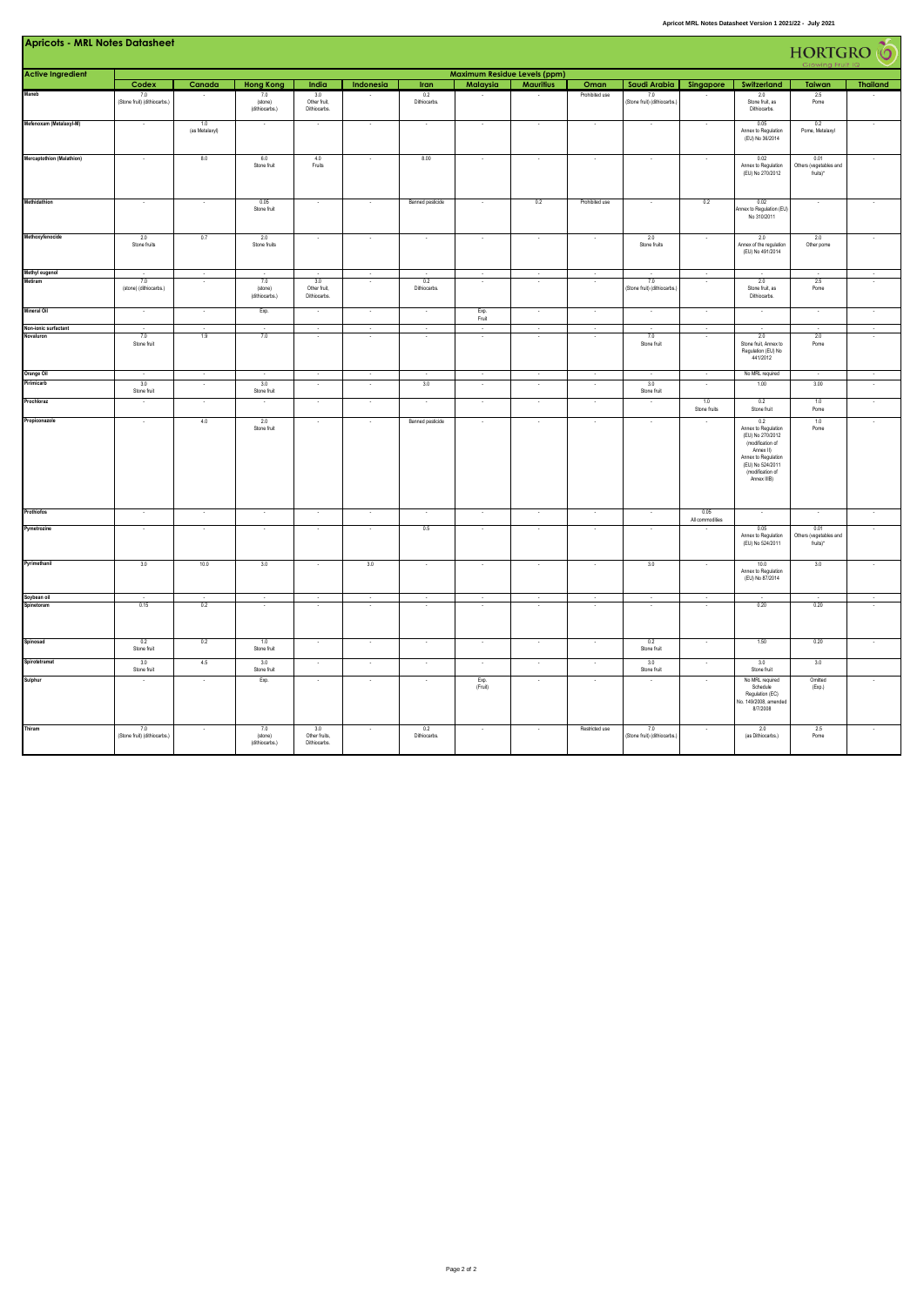# Apricots - MRL Notes Datasheet

HORTGRO Growing Fruit IQ

| Active Ingredient | Maximum Residue Levels (ppm) | | | | | | | | | | | | |
|---|---|---|---|---|---|---|---|---|---|---|---|---|---|
| | Codex | Canada | Hong Kong | India | Indonesia | Iran | Malaysia | Mauritius | Oman | Saudi Arabia | Singapore | Switzerland | Taiwan | Thailand |
| Maneb | 7.0 (Stone fruit) (dithiocarbs.) | - | 7.0 (stone) (dithiocarbs.) | 3.0 Other fruit, Dithiocarbs. | - | 0.2 Dithiocarbs. | - | - | Prohibited use | 7.0 (Stone fruit) (dithiocarbs.) | - | 2.0 Stone fruit, as Dithiocarbs. | 2.5 Pome | - |
| Mefenoxam (Metalaxyl-M) | - | 1.0 (as Metalaxyl) | - | - | - | - | - | - | - | - | - | 0.05 Annex to Regulation (EU) No 36/2014 | 0.2 Pome, Metalaxyl | - |
| Mercaptothion (Malathion) | - | 8.0 | 6.0 Stone fruit | 4.0 Fruits | - | 8.00 | - | - | - | - | - | 0.02 Annex to Regulation (EU) No 270/2012 | 0.01 Others (vegetables and fruits)* | - |
| Methidathion | - | - | 0.05 Stone fruit | - | - | Banned pesticide | - | 0.2 | Prohibited use | - | 0.2 | 0.02 Annex to Regulation (EU) No 310/2011 | - | - |
| Methoxyfenocide | 2.0 Stone fruits | 0.7 | 2.0 Stone fruits | - | - | - | - | - | - | 2.0 Stone fruits | - | 2.0 Annex of the regulation (EU) No 491/2014 | 2.0 Other pome | - |
| Methyl eugenol | - | - | - | - | - | - | - | - | - | - | - | - | - | - |
| Metiram | 7.0 (stone) (dithiocarbs.) | - | 7.0 (stone) (dithiocarbs.) | 3.0 Other fruit, Dithiocarbs. | - | 0.2 Dithiocarbs. | - | - | - | 7.0 (Stone fruit) (dithiocarbs.) | - | 2.0 Stone fruit, as Dithiocarbs. | 2.5 Pome | - |
| Mineral Oil | - | - | Exp. | - | - | - | Exp. Fruit | - | - | - | - | - | - | - |
| Non-ionic surfactant | - | - | - | - | - | - | - | - | - | - | - | - | - | - |
| Novaluron | 7.0 Stone fruit | 1.9 | 7.0 | - | - | - | - | - | - | 7.0 Stone fruit | - | 2.0 Stone fruit, Annex to Regulation (EU) No 441/2012 | 2.0 Pome | - |
| Orange Oil | - | - | - | - | - | - | - | - | - | - | - | No MRL required | - | - |
| Pirimicarb | 3.0 Stone fruit | - | 3.0 Stone fruit | - | - | 3.0 | - | - | - | 3.0 Stone fruit | - | 1.00 | 3.00 | - |
| Prochloraz | - | - | - | - | - | - | - | - | - | - | 1.0 Stone fruits | 0.2 Stone fruit | 1.0 Pome | - |
| Propiconazole | - | 4.0 | 2.0 Stone fruit | - | - | Banned pesticide | - | - | - | - | - | 0.2 Annex to Regulation (EU) No 270/2012 (modification of Annex II) Annex to Regulation (EU) No 524/2011 (modification of Annex IIIB) | 1.0 Pome | - |
| Prothiofos | - | - | - | - | - | - | - | - | - | - | 0.05 All commodities | - | - | - |
| Pymetrozine | - | - | - | - | - | 0.5 | - | - | - | - | - | 0.05 Annex to Regulation (EU) No 524/2011 | 0.01 Others (vegetables and fruits)* | - |
| Pyrimethanil | 3.0 | 10.0 | 3.0 | - | 3.0 | - | - | - | - | 3.0 | - | 10.0 Annex to Regulation (EU) No 87/2014 | 3.0 | - |
| Soybean oil | - | - | - | - | - | - | - | - | - | - | - | - | - | - |
| Spinetoram | 0.15 | 0.2 | - | - | - | - | - | - | - | - | - | 0.20 | 0.20 | - |
| Spinosad | 0.2 Stone fruit | 0.2 | 1.0 Stone fruit | - | - | - | - | - | - | 0.2 Stone fruit | - | 1.50 | 0.20 | - |
| Spirotetramat | 3.0 Stone fruit | 4.5 | 3.0 Stone fruit | - | - | - | - | - | - | 3.0 Stone fruit | - | 3.0 Stone fruit | 3.0 | |
| Sulphur | - | - | Exp. | - | - | - | Exp. (Fruit) | - | - | - | - | No MRL required Schedule Regulation (EC) No. 149/2008, amended 8/7/2008 | Omitted (Exp.) | - |
| Thiram | 7.0 (Stone fruit) (dithiocarbs.) | - | 7.0 (stone) (dithiocarbs.) | 3.0 Other fruits, Dithiocarbs. | - | 0.2 Dithiocarbs. | - | - | Restricted use | 7.0 (Stone fruit) (dithiocarbs.) | - | 2.0 (as Dithiocarbs.) | 2.5 Pome | - |